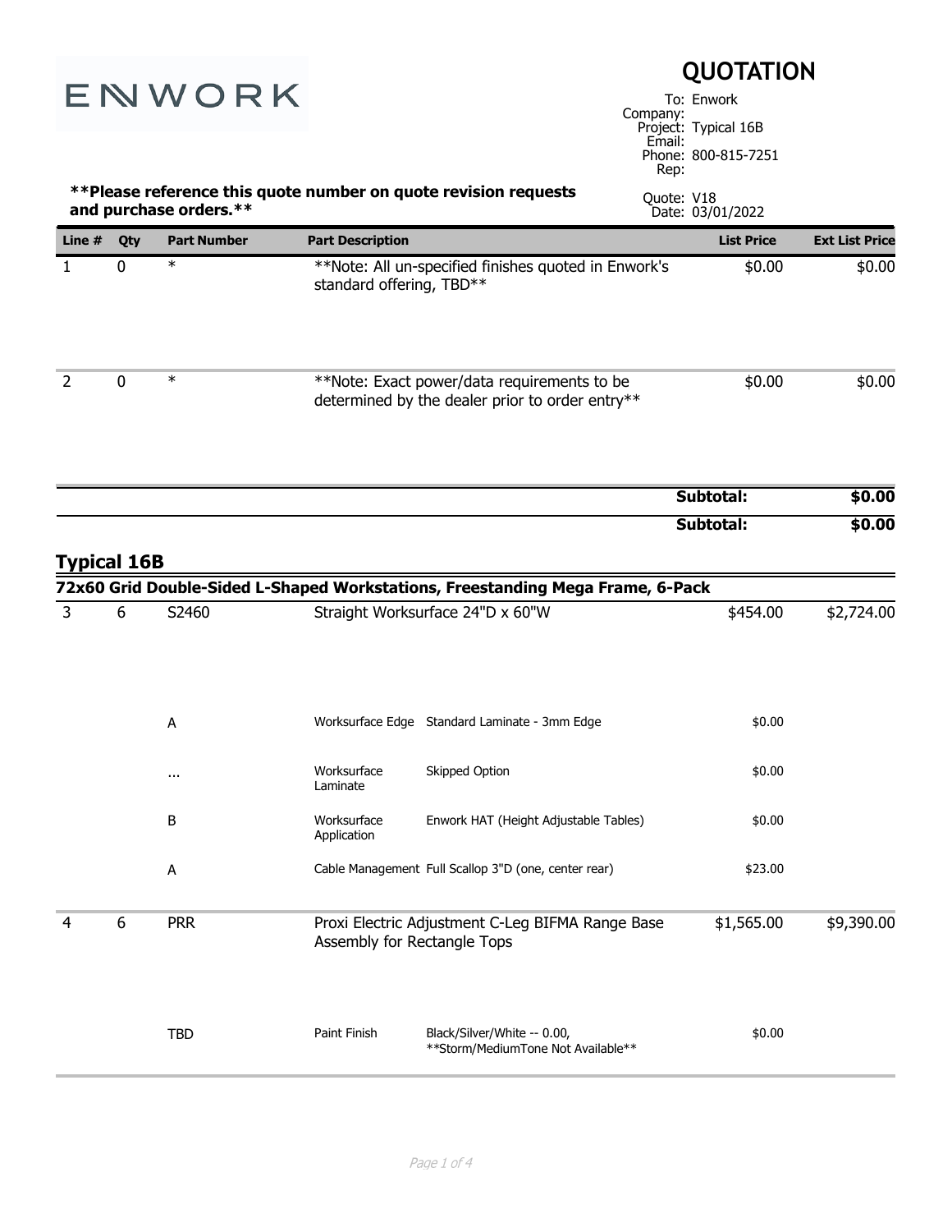ENWORK

# QUOTATION

To: Enwork
Company:
Project: Typical 16B
Email:
Phone: 800-815-7251
Rep:

**Please reference this quote number on quote revision requests and purchase orders.**

Quote: V18
Date: 03/01/2022

| Line # | Qty | Part Number | Part Description | | List Price | Ext List Price |
|---|---|---|---|---|---|---|
| 1 | 0 | * | **Note: All un-specified finishes quoted in Enwork's standard offering, TBD** | | $0.00 | $0.00 |
| 2 | 0 | * | **Note: Exact power/data requirements to be determined by the dealer prior to order entry** | | $0.00 | $0.00 |
| | | | | **Subtotal:** | | **$0.00** |
| | | | | **Subtotal:** | | **$0.00** |

## Typical 16B

**72x60 Grid Double-Sided L-Shaped Workstations, Freestanding Mega Frame, 6-Pack**

| Line # | Qty | Part Number | Part Description | | List Price | Ext List Price |
|---|---|---|---|---|---|---|
| 3 | 6 | S2460 | Straight Worksurface 24"D x 60"W | | $454.00 | $2,724.00 |
| | | A | Worksurface Edge | Standard Laminate - 3mm Edge | $0.00 | |
| | | ... | Worksurface Laminate | Skipped Option | $0.00 | |
| | | B | Worksurface Application | Enwork HAT (Height Adjustable Tables) | $0.00 | |
| | | A | Cable Management | Full Scallop 3"D (one, center rear) | $23.00 | |
| 4 | 6 | PRR | Proxi Electric Adjustment C-Leg BIFMA Range Base Assembly for Rectangle Tops | | $1,565.00 | $9,390.00 |
| | | TBD | Paint Finish | Black/Silver/White -- 0.00, **Storm/MediumTone Not Available** | $0.00 | |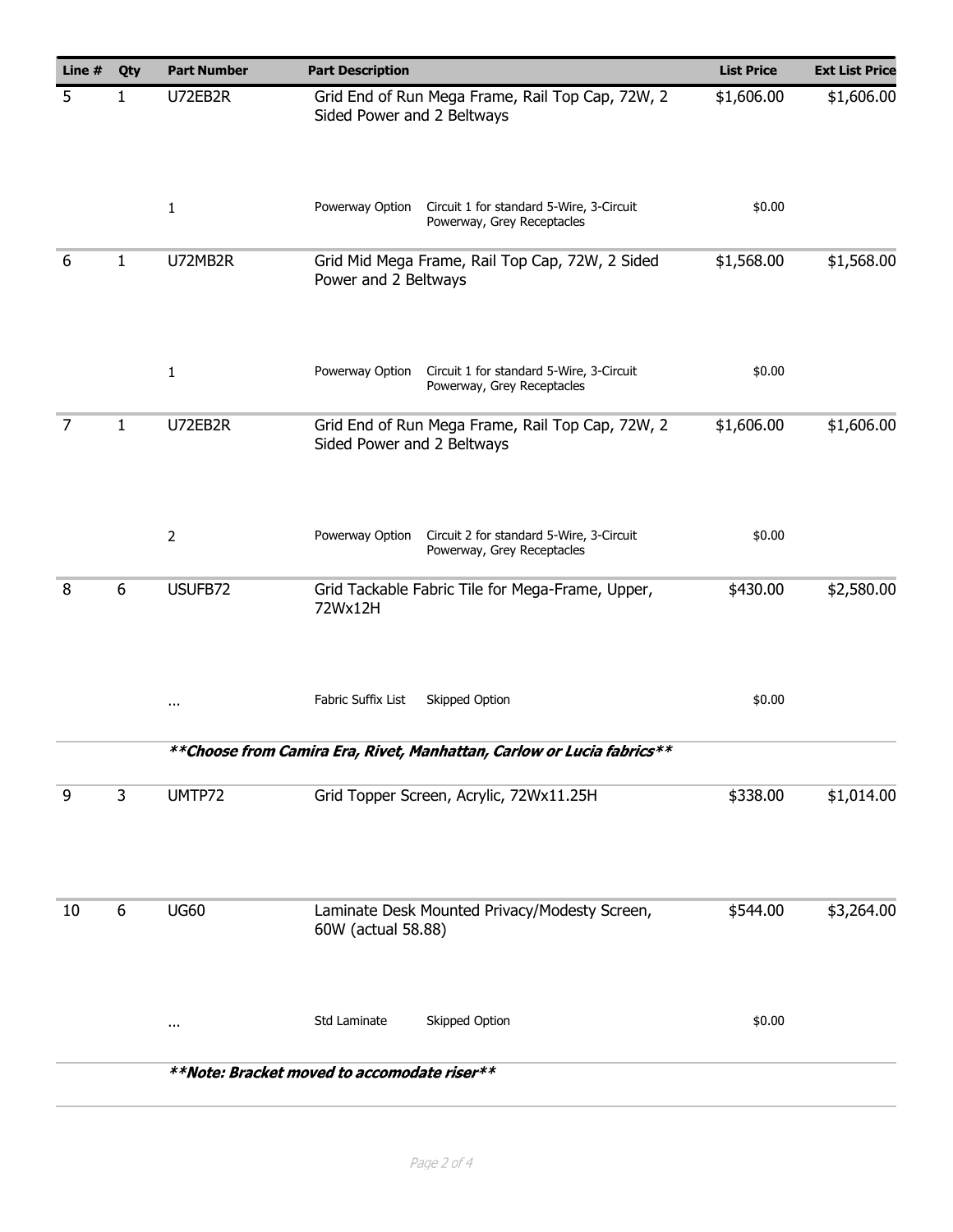| Line # | Qty | Part Number | Part Description | | List Price | Ext List Price |
|---|---|---|---|---|---|---|
| 5 | 1 | U72EB2R | Grid End of Run Mega Frame, Rail Top Cap, 72W, 2 Sided Power and 2 Beltways | | $1,606.00 | $1,606.00 |
| | | 1 | Powerway Option | Circuit 1 for standard 5-Wire, 3-Circuit Powerway, Grey Receptacles | $0.00 | |
| 6 | 1 | U72MB2R | Grid Mid Mega Frame, Rail Top Cap, 72W, 2 Sided Power and 2 Beltways | | $1,568.00 | $1,568.00 |
| | | 1 | Powerway Option | Circuit 1 for standard 5-Wire, 3-Circuit Powerway, Grey Receptacles | $0.00 | |
| 7 | 1 | U72EB2R | Grid End of Run Mega Frame, Rail Top Cap, 72W, 2 Sided Power and 2 Beltways | | $1,606.00 | $1,606.00 |
| | | 2 | Powerway Option | Circuit 2 for standard 5-Wire, 3-Circuit Powerway, Grey Receptacles | $0.00 | |
| 8 | 6 | USUFB72 | Grid Tackable Fabric Tile for Mega-Frame, Upper, 72Wx12H | | $430.00 | $2,580.00 |
| | | ... | Fabric Suffix List | Skipped Option | $0.00 | |
| | | ***\*\*Choose from Camira Era, Rivet, Manhattan, Carlow or Lucia fabrics\*\**** | | | | |
| 9 | 3 | UMTP72 | Grid Topper Screen, Acrylic, 72Wx11.25H | | $338.00 | $1,014.00 |
| 10 | 6 | UG60 | Laminate Desk Mounted Privacy/Modesty Screen, 60W (actual 58.88) | | $544.00 | $3,264.00 |
| | | ... | Std Laminate | Skipped Option | $0.00 | |
| | | ***\*\*Note: Bracket moved to accomodate riser\*\**** | | | | |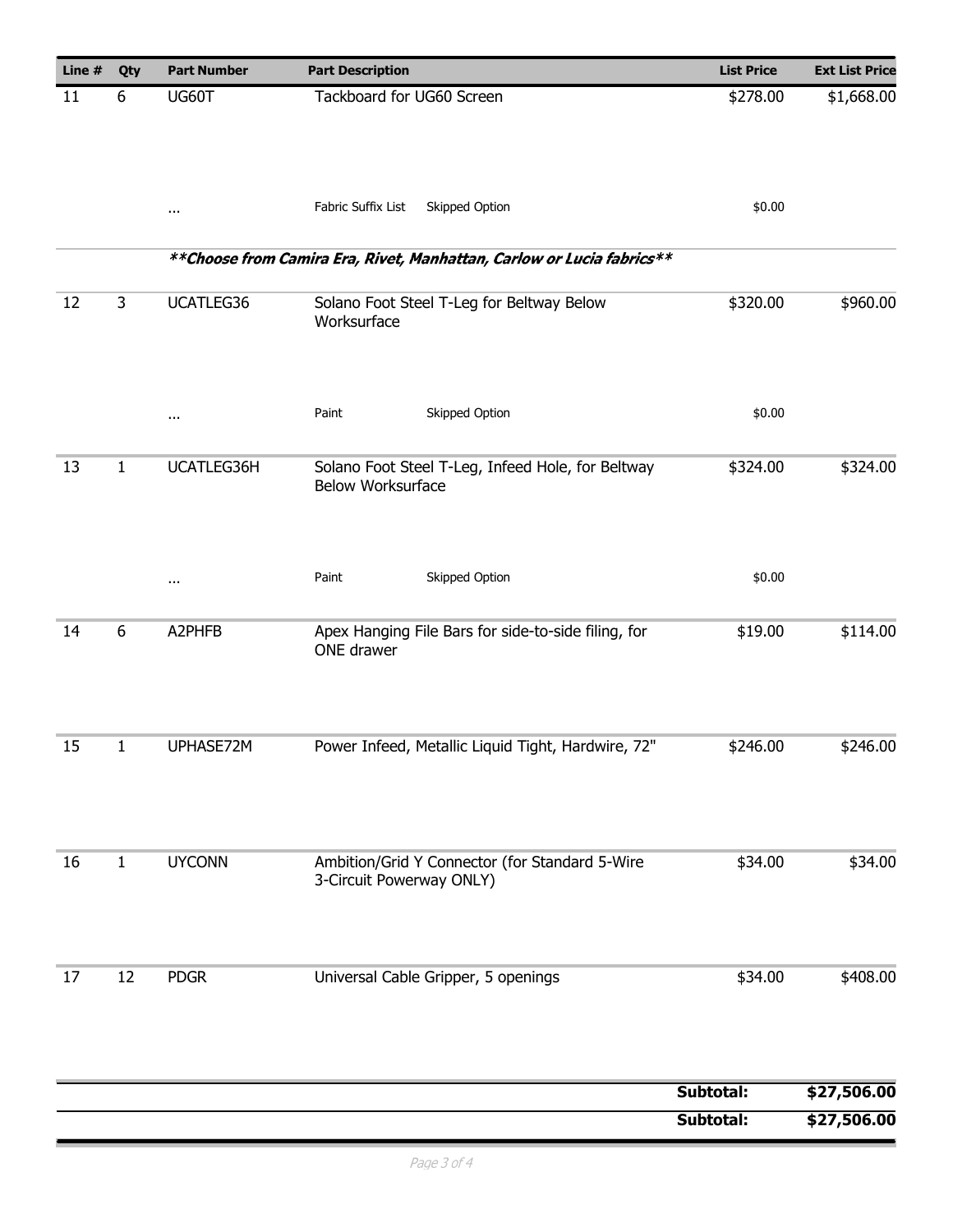| Line # | Qty | Part Number | Part Description | | List Price | Ext List Price |
|---|---|---|---|---|---|---|
| 11 | 6 | UG60T | Tackboard for UG60 Screen | | $278.00 | $1,668.00 |
| | | ... | Fabric Suffix List | Skipped Option | $0.00 | |
| | | | ***\*\*Choose from Camira Era, Rivet, Manhattan, Carlow or Lucia fabrics\*\**** | | | |
| 12 | 3 | UCATLEG36 | Solano Foot Steel T-Leg for Beltway Below Worksurface | | $320.00 | $960.00 |
| | | ... | Paint | Skipped Option | $0.00 | |
| 13 | 1 | UCATLEG36H | Solano Foot Steel T-Leg, Infeed Hole, for Beltway Below Worksurface | | $324.00 | $324.00 |
| | | ... | Paint | Skipped Option | $0.00 | |
| 14 | 6 | A2PHFB | Apex Hanging File Bars for side-to-side filing, for ONE drawer | | $19.00 | $114.00 |
| 15 | 1 | UPHASE72M | Power Infeed, Metallic Liquid Tight, Hardwire, 72" | | $246.00 | $246.00 |
| 16 | 1 | UYCONN | Ambition/Grid Y Connector (for Standard 5-Wire 3-Circuit Powerway ONLY) | | $34.00 | $34.00 |
| 17 | 12 | PDGR | Universal Cable Gripper, 5 openings | | $34.00 | $408.00 |
| | | | | | **Subtotal:** | **$27,506.00** |
| | | | | | **Subtotal:** | **$27,506.00** |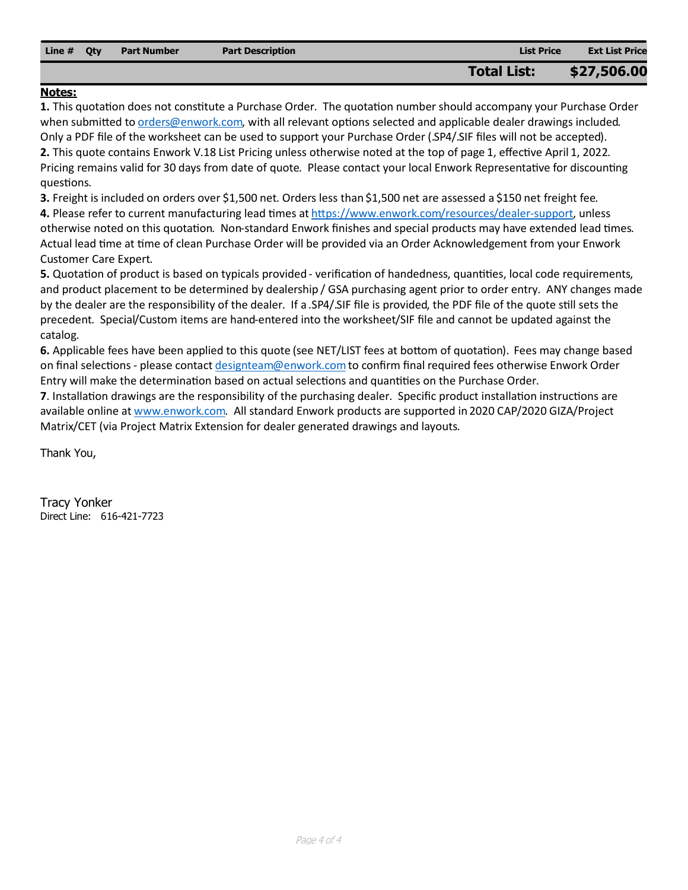| Line # | Qty | Part Number | Part Description | List Price | Ext List Price |
|---|---|---|---|---|---|
| | | | | **Total List:** | **$27,506.00** |

**Notes:**

**1.** This quotation does not constitute a Purchase Order. The quotation number should accompany your Purchase Order when submitted to orders@enwork.com, with all relevant options selected and applicable dealer drawings included. Only a PDF file of the worksheet can be used to support your Purchase Order (.SP4/.SIF files will not be accepted).

**2.** This quote contains Enwork V.18 List Pricing unless otherwise noted at the top of page 1, effective April 1, 2022. Pricing remains valid for 30 days from date of quote. Please contact your local Enwork Representative for discounting questions.

**3.** Freight is included on orders over $1,500 net. Orders less than $1,500 net are assessed a $150 net freight fee.

**4.** Please refer to current manufacturing lead times at https://www.enwork.com/resources/dealer-support, unless otherwise noted on this quotation. Non-standard Enwork finishes and special products may have extended lead times. Actual lead time at time of clean Purchase Order will be provided via an Order Acknowledgement from your Enwork Customer Care Expert.

**5.** Quotation of product is based on typicals provided - verification of handedness, quantities, local code requirements, and product placement to be determined by dealership / GSA purchasing agent prior to order entry. ANY changes made by the dealer are the responsibility of the dealer. If a .SP4/.SIF file is provided, the PDF file of the quote still sets the precedent. Special/Custom items are hand-entered into the worksheet/SIF file and cannot be updated against the catalog.

**6.** Applicable fees have been applied to this quote (see NET/LIST fees at bottom of quotation). Fees may change based on final selections - please contact designteam@enwork.com to confirm final required fees otherwise Enwork Order Entry will make the determination based on actual selections and quantities on the Purchase Order.

**7**. Installation drawings are the responsibility of the purchasing dealer. Specific product installation instructions are available online at www.enwork.com. All standard Enwork products are supported in 2020 CAP/2020 GIZA/Project Matrix/CET (via Project Matrix Extension for dealer generated drawings and layouts.

Thank You,

Tracy Yonker
Direct Line: 616-421-7723